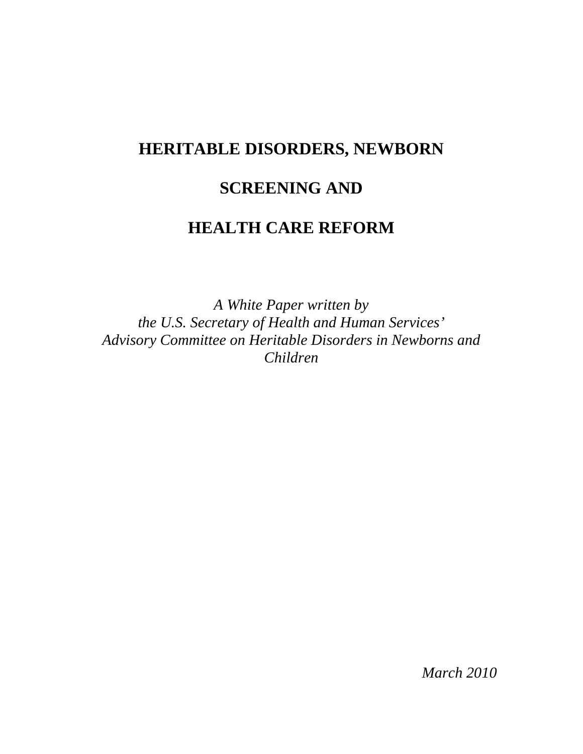# HERITABLE DISORDERS, NEWBORN SCREENING AND HEALTH CARE REFORM

*A White Paper written by*
*the U.S. Secretary of Health and Human Services'*
*Advisory Committee on Heritable Disorders in Newborns and Children*

*March 2010*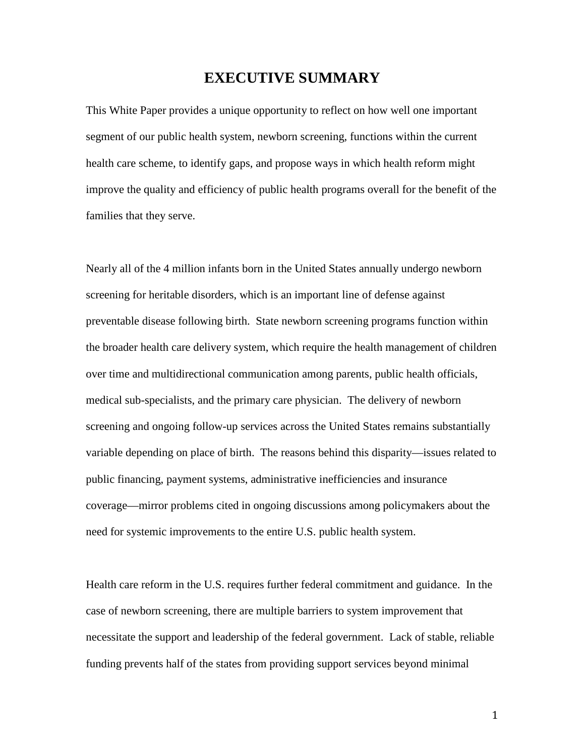# EXECUTIVE SUMMARY

This White Paper provides a unique opportunity to reflect on how well one important segment of our public health system, newborn screening, functions within the current health care scheme, to identify gaps, and propose ways in which health reform might improve the quality and efficiency of public health programs overall for the benefit of the families that they serve.

Nearly all of the 4 million infants born in the United States annually undergo newborn screening for heritable disorders, which is an important line of defense against preventable disease following birth. State newborn screening programs function within the broader health care delivery system, which require the health management of children over time and multidirectional communication among parents, public health officials, medical sub-specialists, and the primary care physician. The delivery of newborn screening and ongoing follow-up services across the United States remains substantially variable depending on place of birth. The reasons behind this disparity—issues related to public financing, payment systems, administrative inefficiencies and insurance coverage—mirror problems cited in ongoing discussions among policymakers about the need for systemic improvements to the entire U.S. public health system.

Health care reform in the U.S. requires further federal commitment and guidance. In the case of newborn screening, there are multiple barriers to system improvement that necessitate the support and leadership of the federal government. Lack of stable, reliable funding prevents half of the states from providing support services beyond minimal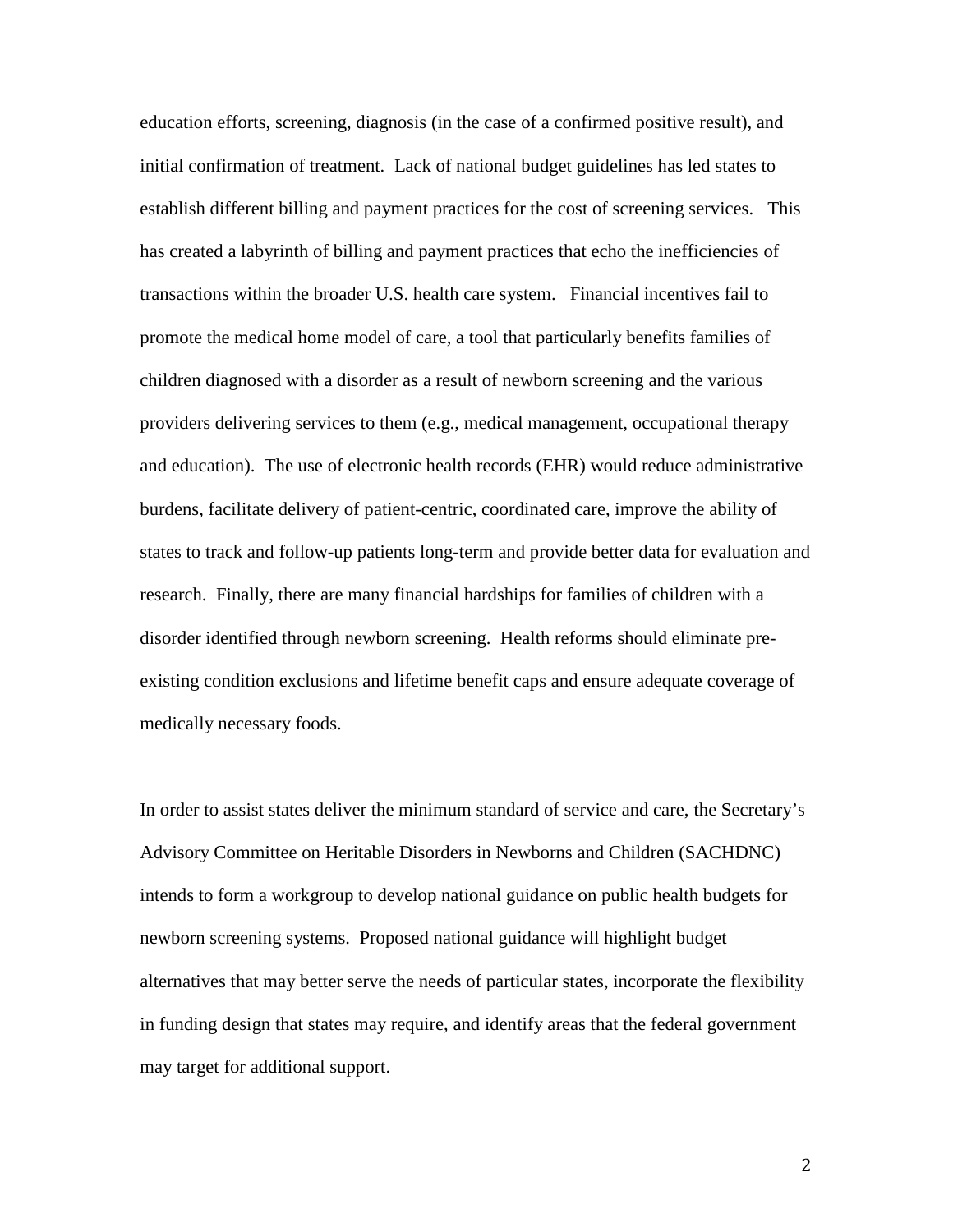education efforts, screening, diagnosis (in the case of a confirmed positive result), and initial confirmation of treatment. Lack of national budget guidelines has led states to establish different billing and payment practices for the cost of screening services. This has created a labyrinth of billing and payment practices that echo the inefficiencies of transactions within the broader U.S. health care system. Financial incentives fail to promote the medical home model of care, a tool that particularly benefits families of children diagnosed with a disorder as a result of newborn screening and the various providers delivering services to them (e.g., medical management, occupational therapy and education). The use of electronic health records (EHR) would reduce administrative burdens, facilitate delivery of patient-centric, coordinated care, improve the ability of states to track and follow-up patients long-term and provide better data for evaluation and research. Finally, there are many financial hardships for families of children with a disorder identified through newborn screening. Health reforms should eliminate pre-existing condition exclusions and lifetime benefit caps and ensure adequate coverage of medically necessary foods.

In order to assist states deliver the minimum standard of service and care, the Secretary's Advisory Committee on Heritable Disorders in Newborns and Children (SACHDNC) intends to form a workgroup to develop national guidance on public health budgets for newborn screening systems. Proposed national guidance will highlight budget alternatives that may better serve the needs of particular states, incorporate the flexibility in funding design that states may require, and identify areas that the federal government may target for additional support.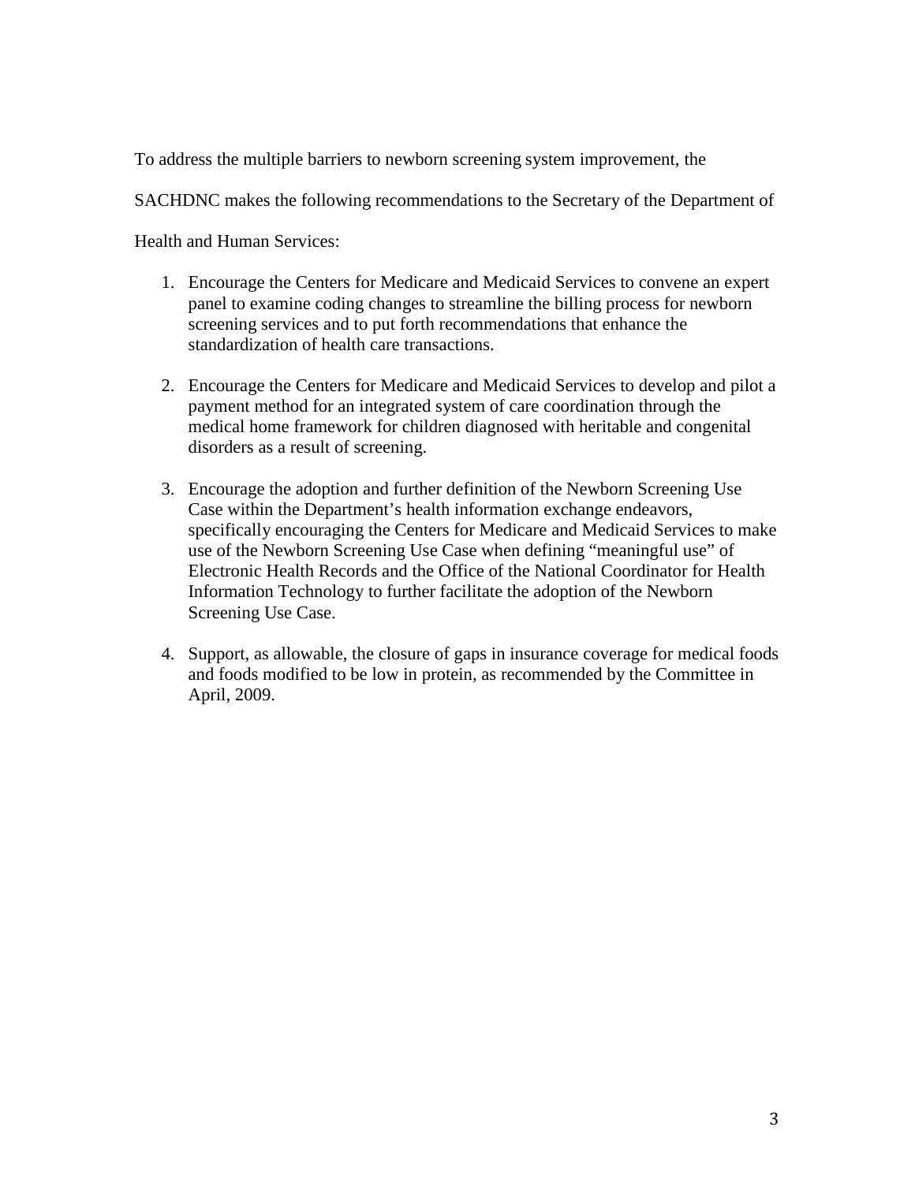To address the multiple barriers to newborn screening system improvement, the SACHDNC makes the following recommendations to the Secretary of the Department of Health and Human Services:

1. Encourage the Centers for Medicare and Medicaid Services to convene an expert panel to examine coding changes to streamline the billing process for newborn screening services and to put forth recommendations that enhance the standardization of health care transactions.

2. Encourage the Centers for Medicare and Medicaid Services to develop and pilot a payment method for an integrated system of care coordination through the medical home framework for children diagnosed with heritable and congenital disorders as a result of screening.

3. Encourage the adoption and further definition of the Newborn Screening Use Case within the Department's health information exchange endeavors, specifically encouraging the Centers for Medicare and Medicaid Services to make use of the Newborn Screening Use Case when defining "meaningful use" of Electronic Health Records and the Office of the National Coordinator for Health Information Technology to further facilitate the adoption of the Newborn Screening Use Case.

4. Support, as allowable, the closure of gaps in insurance coverage for medical foods and foods modified to be low in protein, as recommended by the Committee in April, 2009.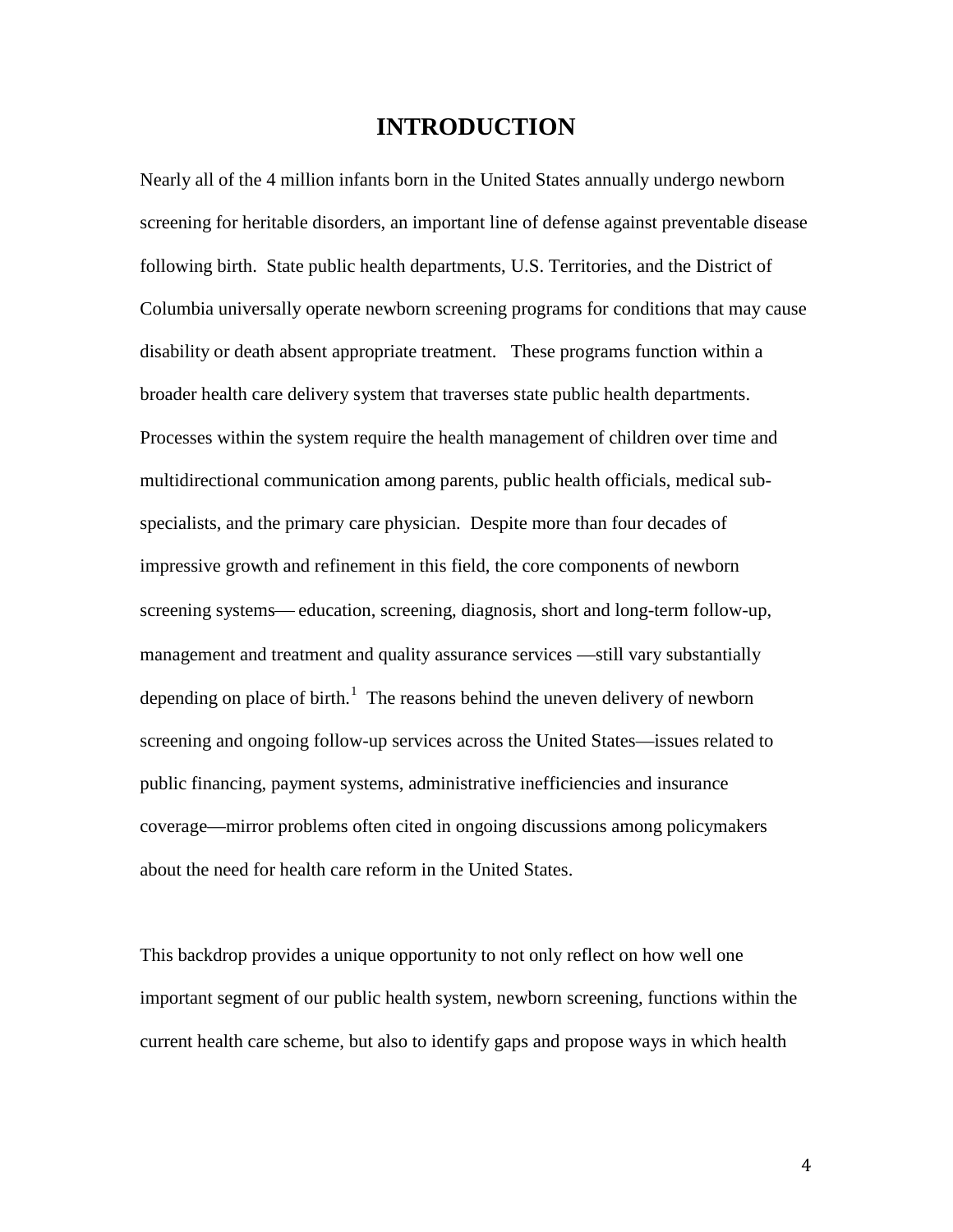# INTRODUCTION

Nearly all of the 4 million infants born in the United States annually undergo newborn screening for heritable disorders, an important line of defense against preventable disease following birth. State public health departments, U.S. Territories, and the District of Columbia universally operate newborn screening programs for conditions that may cause disability or death absent appropriate treatment. These programs function within a broader health care delivery system that traverses state public health departments. Processes within the system require the health management of children over time and multidirectional communication among parents, public health officials, medical sub-specialists, and the primary care physician. Despite more than four decades of impressive growth and refinement in this field, the core components of newborn screening systems— education, screening, diagnosis, short and long-term follow-up, management and treatment and quality assurance services —still vary substantially depending on place of birth.[1] The reasons behind the uneven delivery of newborn screening and ongoing follow-up services across the United States—issues related to public financing, payment systems, administrative inefficiencies and insurance coverage—mirror problems often cited in ongoing discussions among policymakers about the need for health care reform in the United States.

This backdrop provides a unique opportunity to not only reflect on how well one important segment of our public health system, newborn screening, functions within the current health care scheme, but also to identify gaps and propose ways in which health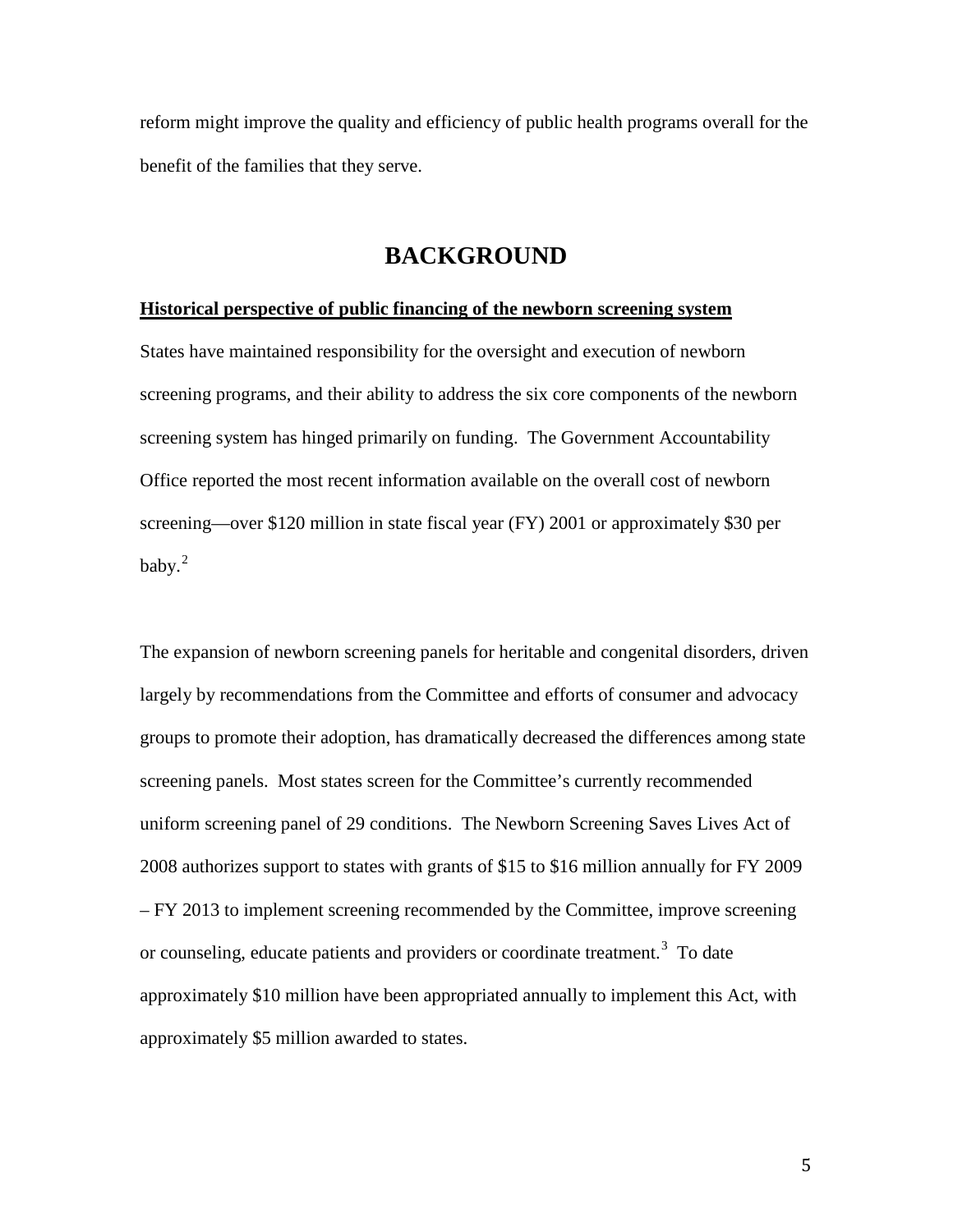reform might improve the quality and efficiency of public health programs overall for the benefit of the families that they serve.

# BACKGROUND

**Historical perspective of public financing of the newborn screening system**

States have maintained responsibility for the oversight and execution of newborn screening programs, and their ability to address the six core components of the newborn screening system has hinged primarily on funding. The Government Accountability Office reported the most recent information available on the overall cost of newborn screening—over $120 million in state fiscal year (FY) 2001 or approximately $30 per baby.[2]

The expansion of newborn screening panels for heritable and congenital disorders, driven largely by recommendations from the Committee and efforts of consumer and advocacy groups to promote their adoption, has dramatically decreased the differences among state screening panels. Most states screen for the Committee's currently recommended uniform screening panel of 29 conditions. The Newborn Screening Saves Lives Act of 2008 authorizes support to states with grants of $15 to $16 million annually for FY 2009 – FY 2013 to implement screening recommended by the Committee, improve screening or counseling, educate patients and providers or coordinate treatment.[3] To date approximately $10 million have been appropriated annually to implement this Act, with approximately $5 million awarded to states.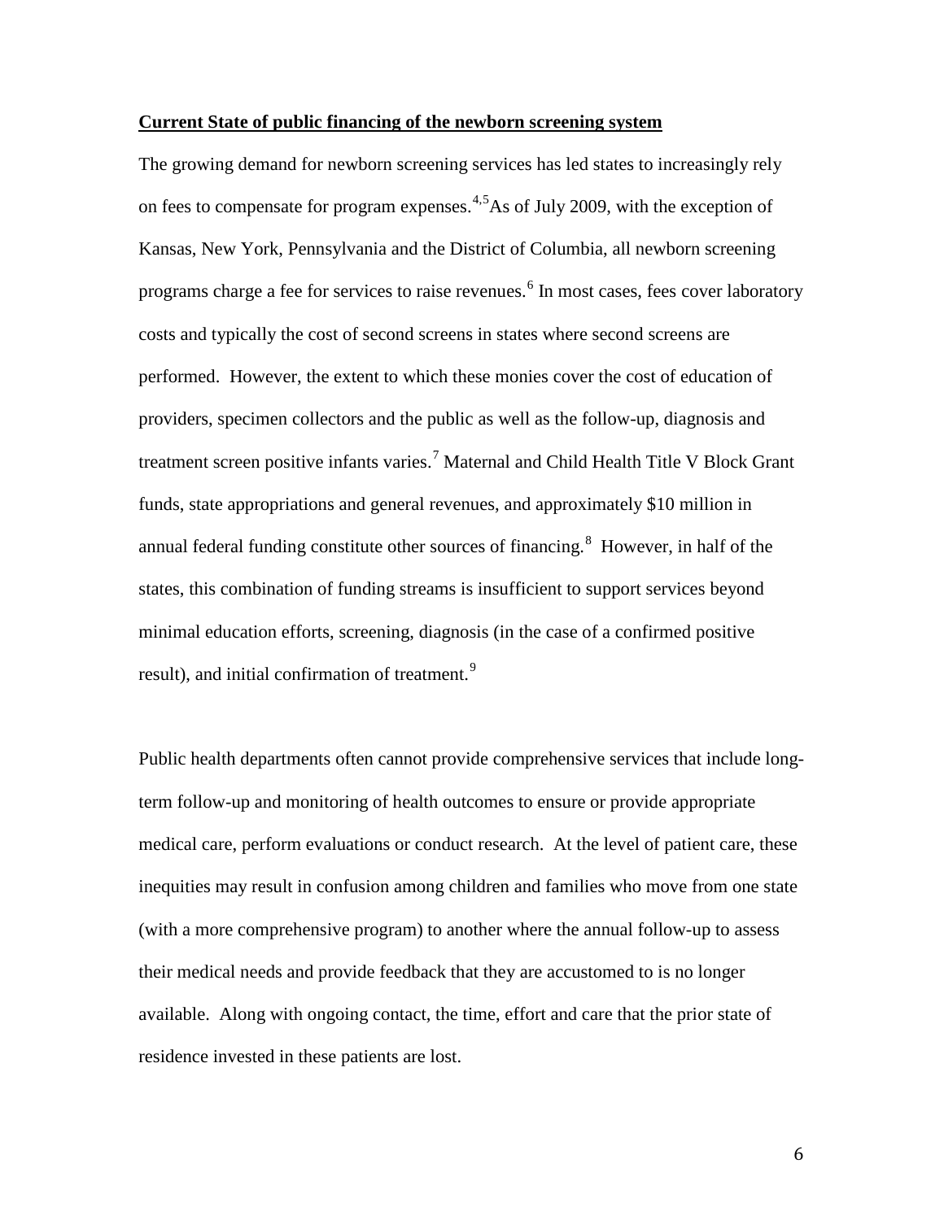**Current State of public financing of the newborn screening system**

The growing demand for newborn screening services has led states to increasingly rely on fees to compensate for program expenses.[4,5] As of July 2009, with the exception of Kansas, New York, Pennsylvania and the District of Columbia, all newborn screening programs charge a fee for services to raise revenues.[6] In most cases, fees cover laboratory costs and typically the cost of second screens in states where second screens are performed. However, the extent to which these monies cover the cost of education of providers, specimen collectors and the public as well as the follow-up, diagnosis and treatment screen positive infants varies.[7] Maternal and Child Health Title V Block Grant funds, state appropriations and general revenues, and approximately $10 million in annual federal funding constitute other sources of financing.[8] However, in half of the states, this combination of funding streams is insufficient to support services beyond minimal education efforts, screening, diagnosis (in the case of a confirmed positive result), and initial confirmation of treatment.[9]

Public health departments often cannot provide comprehensive services that include long-term follow-up and monitoring of health outcomes to ensure or provide appropriate medical care, perform evaluations or conduct research. At the level of patient care, these inequities may result in confusion among children and families who move from one state (with a more comprehensive program) to another where the annual follow-up to assess their medical needs and provide feedback that they are accustomed to is no longer available. Along with ongoing contact, the time, effort and care that the prior state of residence invested in these patients are lost.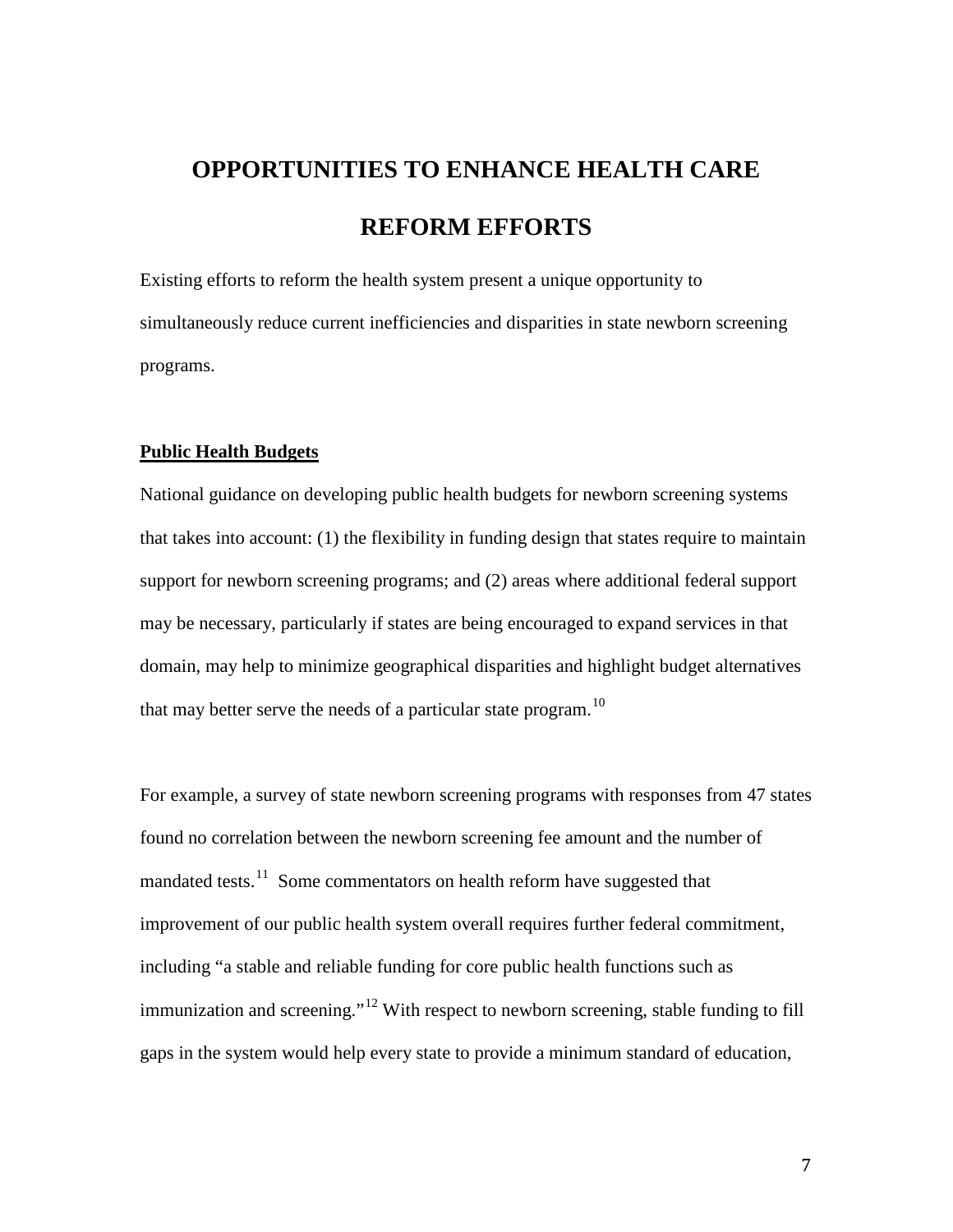# OPPORTUNITIES TO ENHANCE HEALTH CARE REFORM EFFORTS

Existing efforts to reform the health system present a unique opportunity to simultaneously reduce current inefficiencies and disparities in state newborn screening programs.

## Public Health Budgets

National guidance on developing public health budgets for newborn screening systems that takes into account: (1) the flexibility in funding design that states require to maintain support for newborn screening programs; and (2) areas where additional federal support may be necessary, particularly if states are being encouraged to expand services in that domain, may help to minimize geographical disparities and highlight budget alternatives that may better serve the needs of a particular state program.[10]

For example, a survey of state newborn screening programs with responses from 47 states found no correlation between the newborn screening fee amount and the number of mandated tests.[11] Some commentators on health reform have suggested that improvement of our public health system overall requires further federal commitment, including "a stable and reliable funding for core public health functions such as immunization and screening."[12] With respect to newborn screening, stable funding to fill gaps in the system would help every state to provide a minimum standard of education,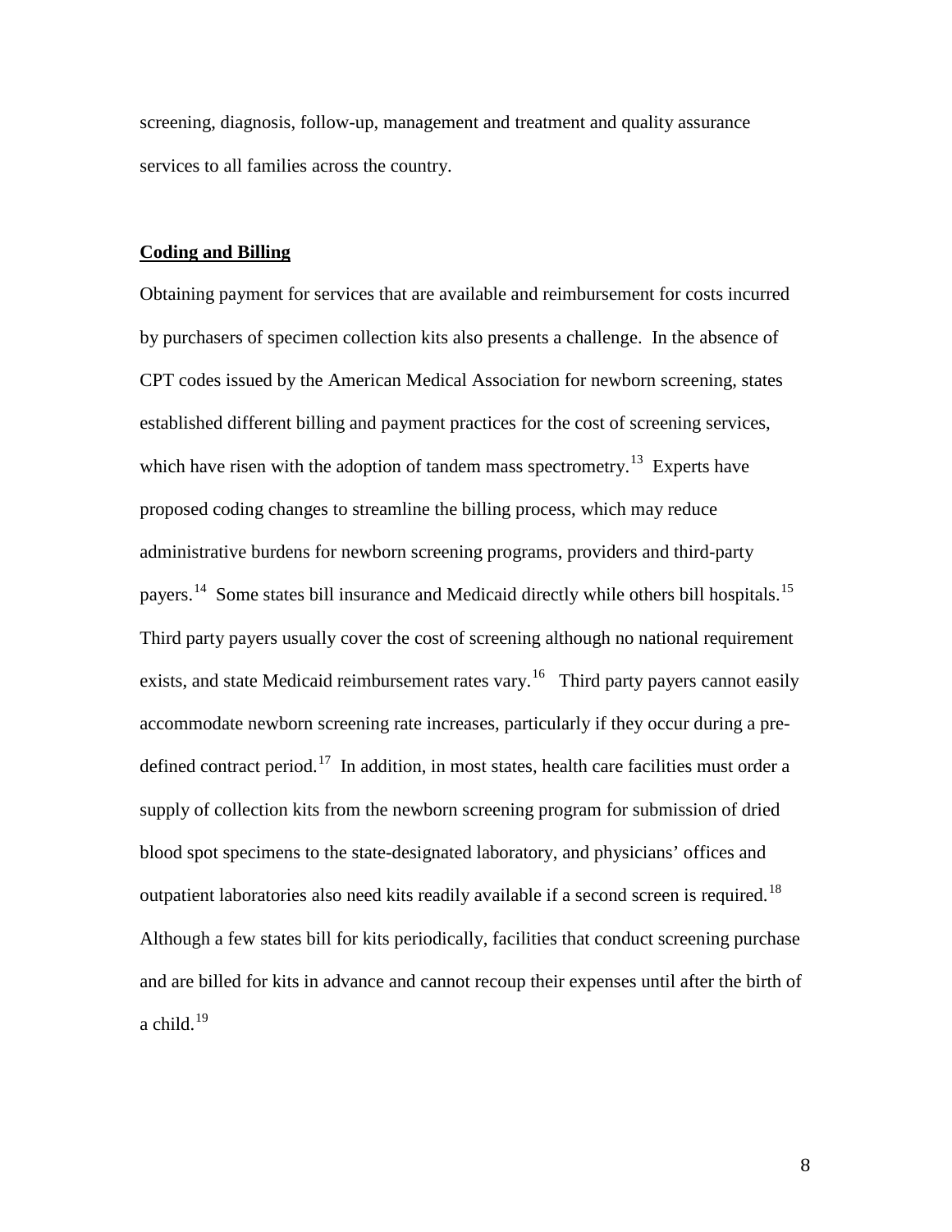screening, diagnosis, follow-up, management and treatment and quality assurance services to all families across the country.

## Coding and Billing

Obtaining payment for services that are available and reimbursement for costs incurred by purchasers of specimen collection kits also presents a challenge. In the absence of CPT codes issued by the American Medical Association for newborn screening, states established different billing and payment practices for the cost of screening services, which have risen with the adoption of tandem mass spectrometry.[13] Experts have proposed coding changes to streamline the billing process, which may reduce administrative burdens for newborn screening programs, providers and third-party payers.[14] Some states bill insurance and Medicaid directly while others bill hospitals.[15] Third party payers usually cover the cost of screening although no national requirement exists, and state Medicaid reimbursement rates vary.[16] Third party payers cannot easily accommodate newborn screening rate increases, particularly if they occur during a pre-defined contract period.[17] In addition, in most states, health care facilities must order a supply of collection kits from the newborn screening program for submission of dried blood spot specimens to the state-designated laboratory, and physicians' offices and outpatient laboratories also need kits readily available if a second screen is required.[18] Although a few states bill for kits periodically, facilities that conduct screening purchase and are billed for kits in advance and cannot recoup their expenses until after the birth of a child.[19]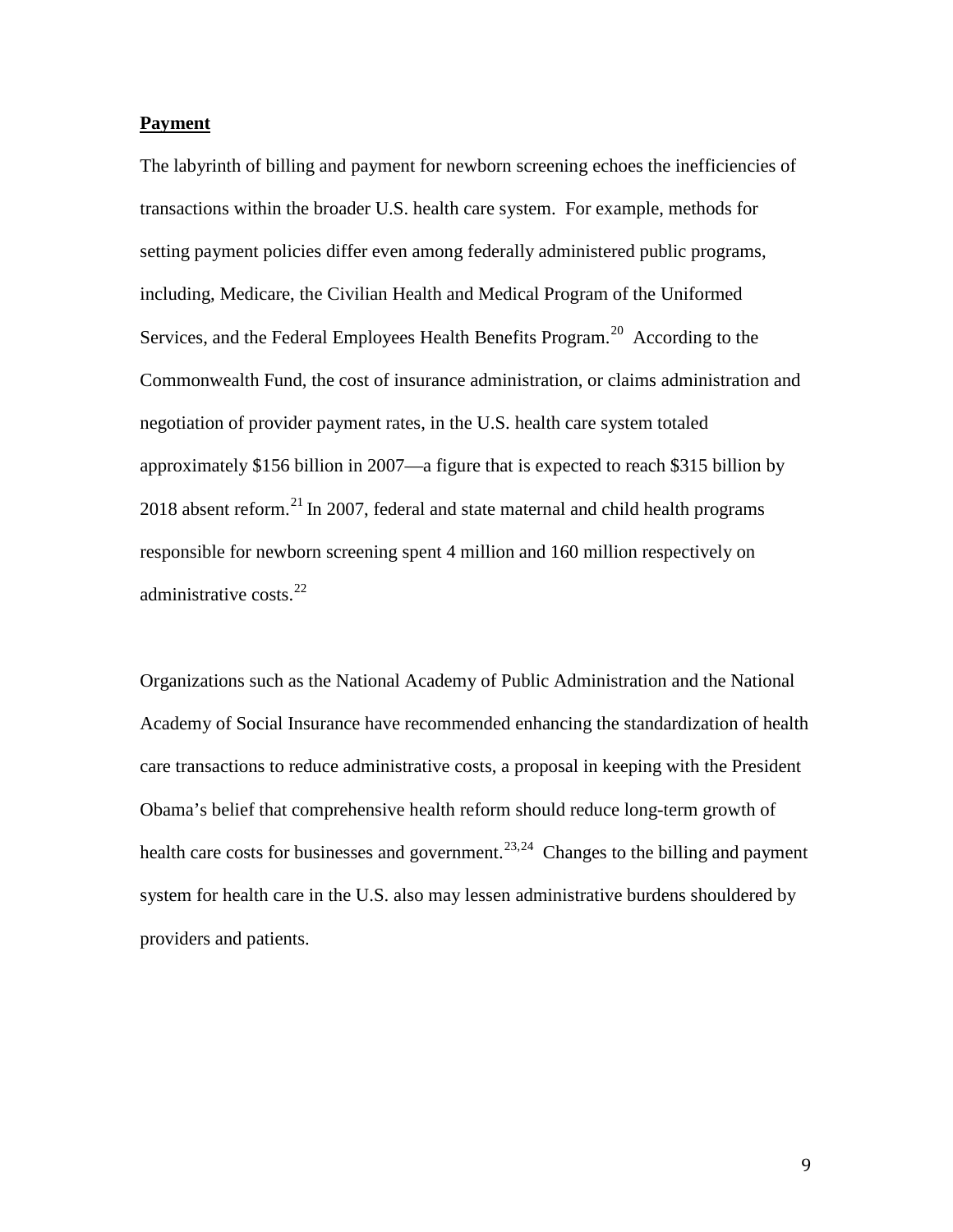**Payment**

The labyrinth of billing and payment for newborn screening echoes the inefficiencies of transactions within the broader U.S. health care system. For example, methods for setting payment policies differ even among federally administered public programs, including, Medicare, the Civilian Health and Medical Program of the Uniformed Services, and the Federal Employees Health Benefits Program.[20] According to the Commonwealth Fund, the cost of insurance administration, or claims administration and negotiation of provider payment rates, in the U.S. health care system totaled approximately $156 billion in 2007—a figure that is expected to reach $315 billion by 2018 absent reform.[21] In 2007, federal and state maternal and child health programs responsible for newborn screening spent 4 million and 160 million respectively on administrative costs.[22]

Organizations such as the National Academy of Public Administration and the National Academy of Social Insurance have recommended enhancing the standardization of health care transactions to reduce administrative costs, a proposal in keeping with the President Obama's belief that comprehensive health reform should reduce long-term growth of health care costs for businesses and government.[23,24] Changes to the billing and payment system for health care in the U.S. also may lessen administrative burdens shouldered by providers and patients.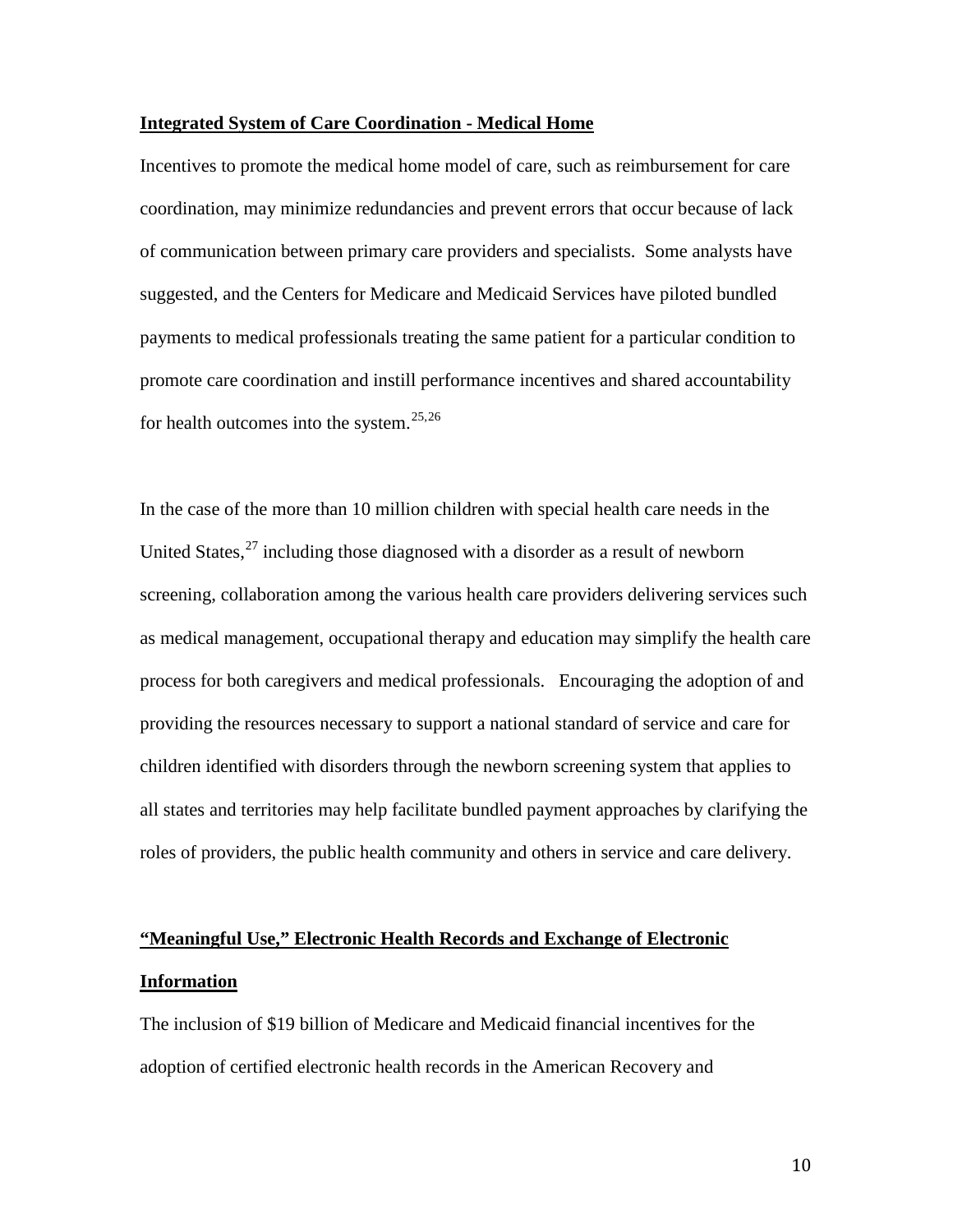**Integrated System of Care Coordination - Medical Home**

Incentives to promote the medical home model of care, such as reimbursement for care coordination, may minimize redundancies and prevent errors that occur because of lack of communication between primary care providers and specialists. Some analysts have suggested, and the Centers for Medicare and Medicaid Services have piloted bundled payments to medical professionals treating the same patient for a particular condition to promote care coordination and instill performance incentives and shared accountability for health outcomes into the system.[25,26]

In the case of the more than 10 million children with special health care needs in the United States,[27] including those diagnosed with a disorder as a result of newborn screening, collaboration among the various health care providers delivering services such as medical management, occupational therapy and education may simplify the health care process for both caregivers and medical professionals. Encouraging the adoption of and providing the resources necessary to support a national standard of service and care for children identified with disorders through the newborn screening system that applies to all states and territories may help facilitate bundled payment approaches by clarifying the roles of providers, the public health community and others in service and care delivery.

**"Meaningful Use," Electronic Health Records and Exchange of Electronic Information**

The inclusion of $19 billion of Medicare and Medicaid financial incentives for the adoption of certified electronic health records in the American Recovery and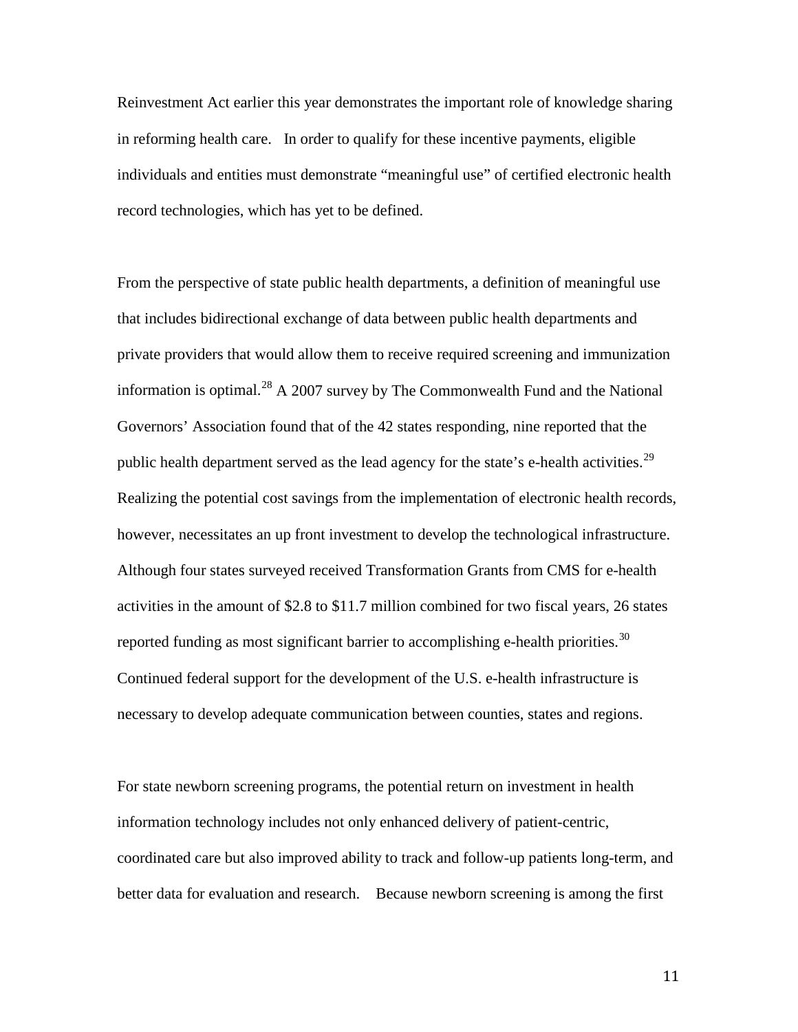Reinvestment Act earlier this year demonstrates the important role of knowledge sharing in reforming health care. In order to qualify for these incentive payments, eligible individuals and entities must demonstrate "meaningful use" of certified electronic health record technologies, which has yet to be defined.

From the perspective of state public health departments, a definition of meaningful use that includes bidirectional exchange of data between public health departments and private providers that would allow them to receive required screening and immunization information is optimal.[28] A 2007 survey by The Commonwealth Fund and the National Governors' Association found that of the 42 states responding, nine reported that the public health department served as the lead agency for the state's e-health activities.[29] Realizing the potential cost savings from the implementation of electronic health records, however, necessitates an up front investment to develop the technological infrastructure. Although four states surveyed received Transformation Grants from CMS for e-health activities in the amount of $2.8 to $11.7 million combined for two fiscal years, 26 states reported funding as most significant barrier to accomplishing e-health priorities.[30] Continued federal support for the development of the U.S. e-health infrastructure is necessary to develop adequate communication between counties, states and regions.

For state newborn screening programs, the potential return on investment in health information technology includes not only enhanced delivery of patient-centric, coordinated care but also improved ability to track and follow-up patients long-term, and better data for evaluation and research. Because newborn screening is among the first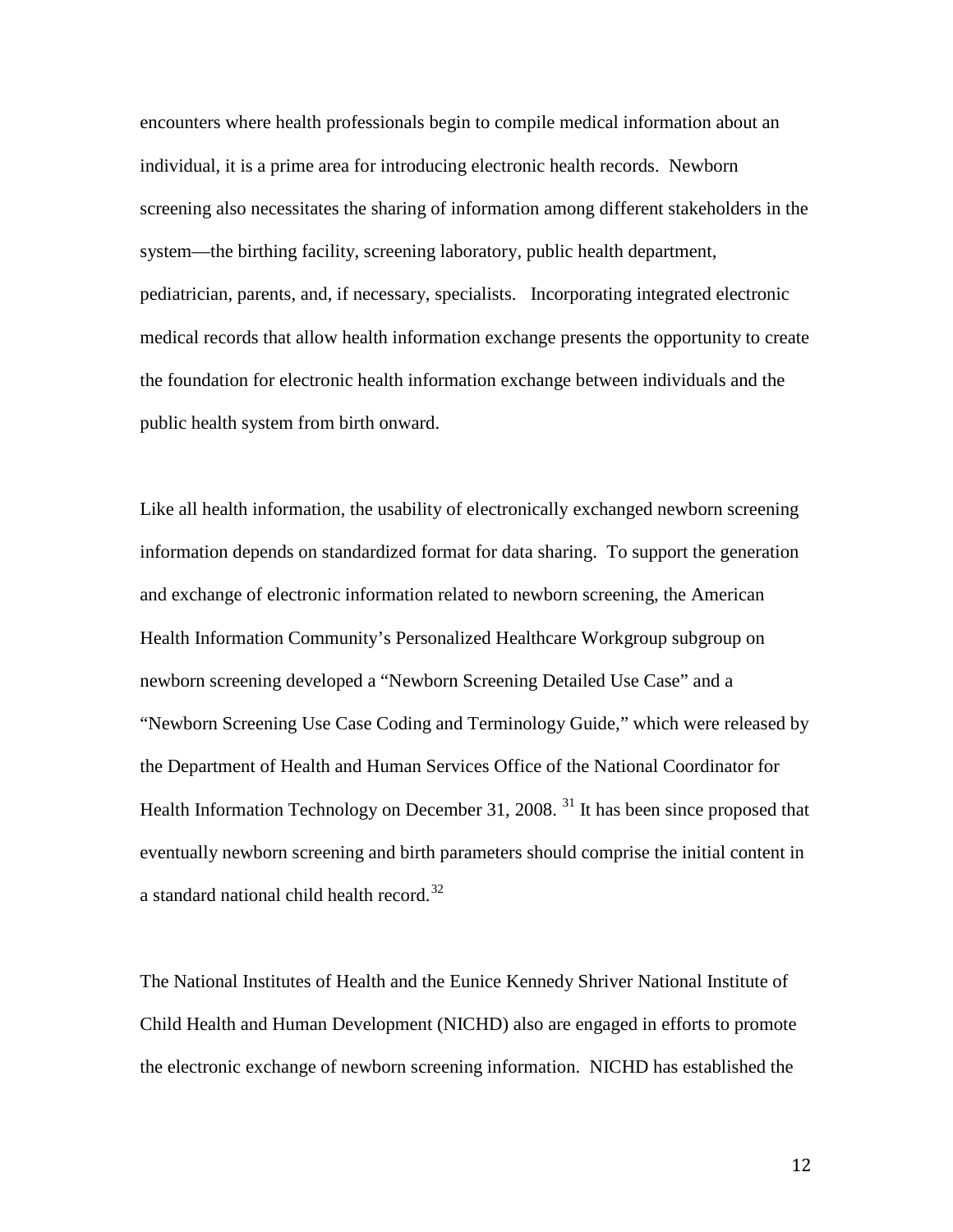encounters where health professionals begin to compile medical information about an individual, it is a prime area for introducing electronic health records. Newborn screening also necessitates the sharing of information among different stakeholders in the system—the birthing facility, screening laboratory, public health department, pediatrician, parents, and, if necessary, specialists. Incorporating integrated electronic medical records that allow health information exchange presents the opportunity to create the foundation for electronic health information exchange between individuals and the public health system from birth onward.

Like all health information, the usability of electronically exchanged newborn screening information depends on standardized format for data sharing. To support the generation and exchange of electronic information related to newborn screening, the American Health Information Community's Personalized Healthcare Workgroup subgroup on newborn screening developed a "Newborn Screening Detailed Use Case" and a "Newborn Screening Use Case Coding and Terminology Guide," which were released by the Department of Health and Human Services Office of the National Coordinator for Health Information Technology on December 31, 2008. [31] It has been since proposed that eventually newborn screening and birth parameters should comprise the initial content in a standard national child health record.[32]

The National Institutes of Health and the Eunice Kennedy Shriver National Institute of Child Health and Human Development (NICHD) also are engaged in efforts to promote the electronic exchange of newborn screening information. NICHD has established the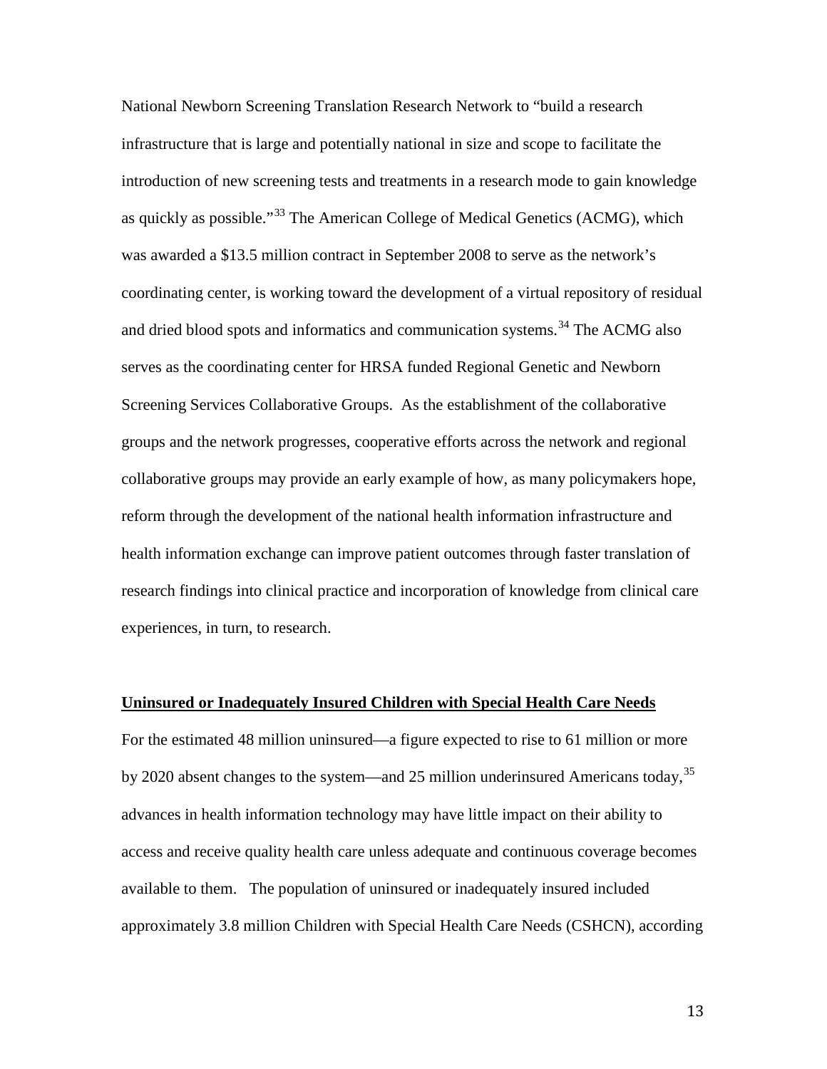National Newborn Screening Translation Research Network to "build a research infrastructure that is large and potentially national in size and scope to facilitate the introduction of new screening tests and treatments in a research mode to gain knowledge as quickly as possible."[33] The American College of Medical Genetics (ACMG), which was awarded a $13.5 million contract in September 2008 to serve as the network's coordinating center, is working toward the development of a virtual repository of residual and dried blood spots and informatics and communication systems.[34] The ACMG also serves as the coordinating center for HRSA funded Regional Genetic and Newborn Screening Services Collaborative Groups. As the establishment of the collaborative groups and the network progresses, cooperative efforts across the network and regional collaborative groups may provide an early example of how, as many policymakers hope, reform through the development of the national health information infrastructure and health information exchange can improve patient outcomes through faster translation of research findings into clinical practice and incorporation of knowledge from clinical care experiences, in turn, to research.

**Uninsured or Inadequately Insured Children with Special Health Care Needs**

For the estimated 48 million uninsured—a figure expected to rise to 61 million or more by 2020 absent changes to the system—and 25 million underinsured Americans today,[35] advances in health information technology may have little impact on their ability to access and receive quality health care unless adequate and continuous coverage becomes available to them. The population of uninsured or inadequately insured included approximately 3.8 million Children with Special Health Care Needs (CSHCN), according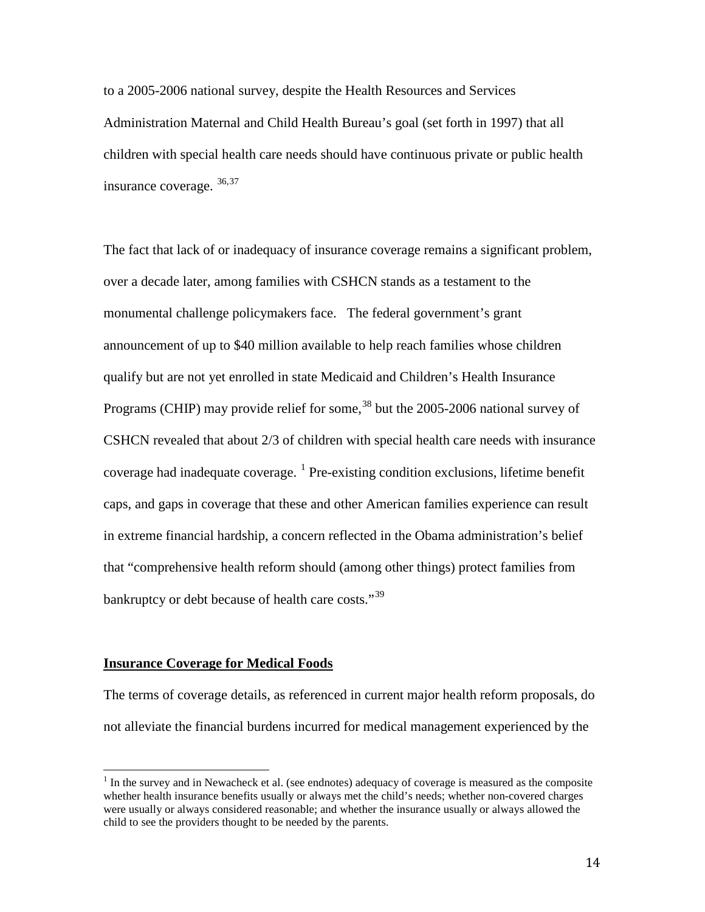to a 2005-2006 national survey, despite the Health Resources and Services Administration Maternal and Child Health Bureau's goal (set forth in 1997) that all children with special health care needs should have continuous private or public health insurance coverage. [36,37]

The fact that lack of or inadequacy of insurance coverage remains a significant problem, over a decade later, among families with CSHCN stands as a testament to the monumental challenge policymakers face. The federal government's grant announcement of up to $40 million available to help reach families whose children qualify but are not yet enrolled in state Medicaid and Children's Health Insurance Programs (CHIP) may provide relief for some,[38] but the 2005-2006 national survey of CSHCN revealed that about 2/3 of children with special health care needs with insurance coverage had inadequate coverage. [1] Pre-existing condition exclusions, lifetime benefit caps, and gaps in coverage that these and other American families experience can result in extreme financial hardship, a concern reflected in the Obama administration's belief that "comprehensive health reform should (among other things) protect families from bankruptcy or debt because of health care costs."[39]

**Insurance Coverage for Medical Foods**

The terms of coverage details, as referenced in current major health reform proposals, do not alleviate the financial burdens incurred for medical management experienced by the

[1] In the survey and in Newacheck et al. (see endnotes) adequacy of coverage is measured as the composite whether health insurance benefits usually or always met the child's needs; whether non-covered charges were usually or always considered reasonable; and whether the insurance usually or always allowed the child to see the providers thought to be needed by the parents.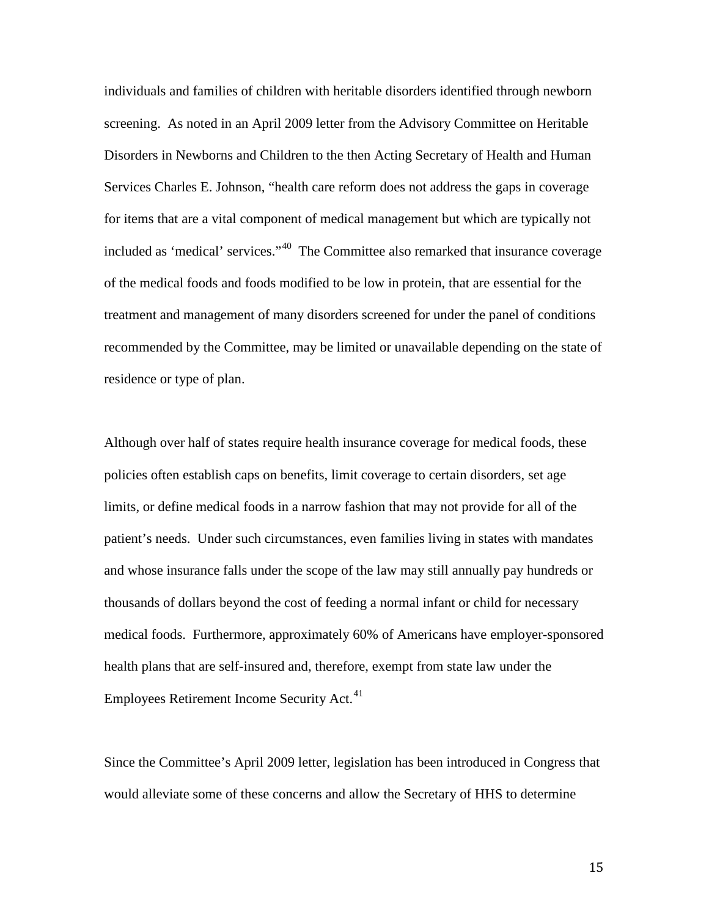individuals and families of children with heritable disorders identified through newborn screening. As noted in an April 2009 letter from the Advisory Committee on Heritable Disorders in Newborns and Children to the then Acting Secretary of Health and Human Services Charles E. Johnson, "health care reform does not address the gaps in coverage for items that are a vital component of medical management but which are typically not included as 'medical' services."[40] The Committee also remarked that insurance coverage of the medical foods and foods modified to be low in protein, that are essential for the treatment and management of many disorders screened for under the panel of conditions recommended by the Committee, may be limited or unavailable depending on the state of residence or type of plan.

Although over half of states require health insurance coverage for medical foods, these policies often establish caps on benefits, limit coverage to certain disorders, set age limits, or define medical foods in a narrow fashion that may not provide for all of the patient's needs. Under such circumstances, even families living in states with mandates and whose insurance falls under the scope of the law may still annually pay hundreds or thousands of dollars beyond the cost of feeding a normal infant or child for necessary medical foods. Furthermore, approximately 60% of Americans have employer-sponsored health plans that are self-insured and, therefore, exempt from state law under the Employees Retirement Income Security Act.[41]

Since the Committee's April 2009 letter, legislation has been introduced in Congress that would alleviate some of these concerns and allow the Secretary of HHS to determine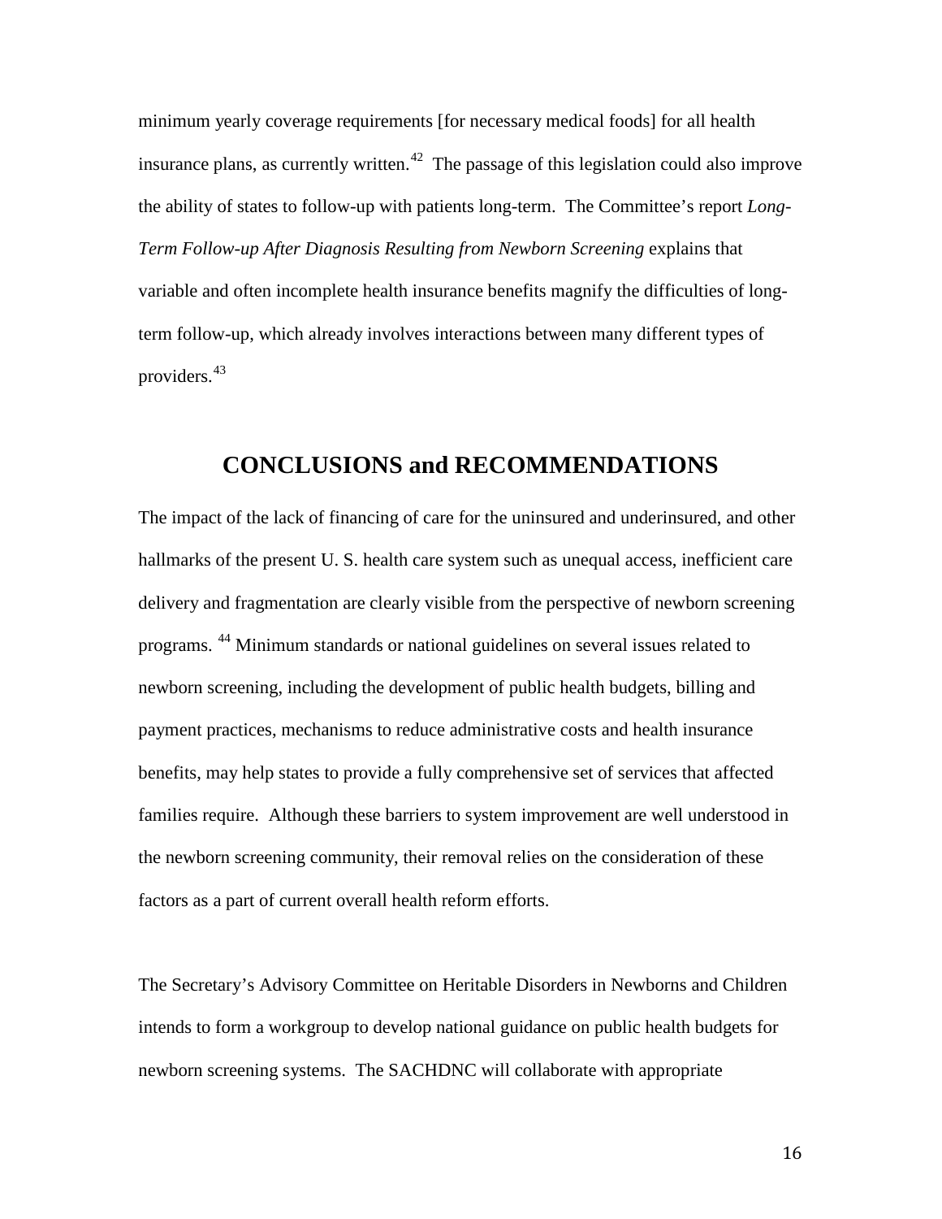minimum yearly coverage requirements [for necessary medical foods] for all health insurance plans, as currently written.[42] The passage of this legislation could also improve the ability of states to follow-up with patients long-term. The Committee's report *Long-Term Follow-up After Diagnosis Resulting from Newborn Screening* explains that variable and often incomplete health insurance benefits magnify the difficulties of long-term follow-up, which already involves interactions between many different types of providers.[43]

## CONCLUSIONS and RECOMMENDATIONS

The impact of the lack of financing of care for the uninsured and underinsured, and other hallmarks of the present U. S. health care system such as unequal access, inefficient care delivery and fragmentation are clearly visible from the perspective of newborn screening programs. [44] Minimum standards or national guidelines on several issues related to newborn screening, including the development of public health budgets, billing and payment practices, mechanisms to reduce administrative costs and health insurance benefits, may help states to provide a fully comprehensive set of services that affected families require. Although these barriers to system improvement are well understood in the newborn screening community, their removal relies on the consideration of these factors as a part of current overall health reform efforts.

The Secretary's Advisory Committee on Heritable Disorders in Newborns and Children intends to form a workgroup to develop national guidance on public health budgets for newborn screening systems. The SACHDNC will collaborate with appropriate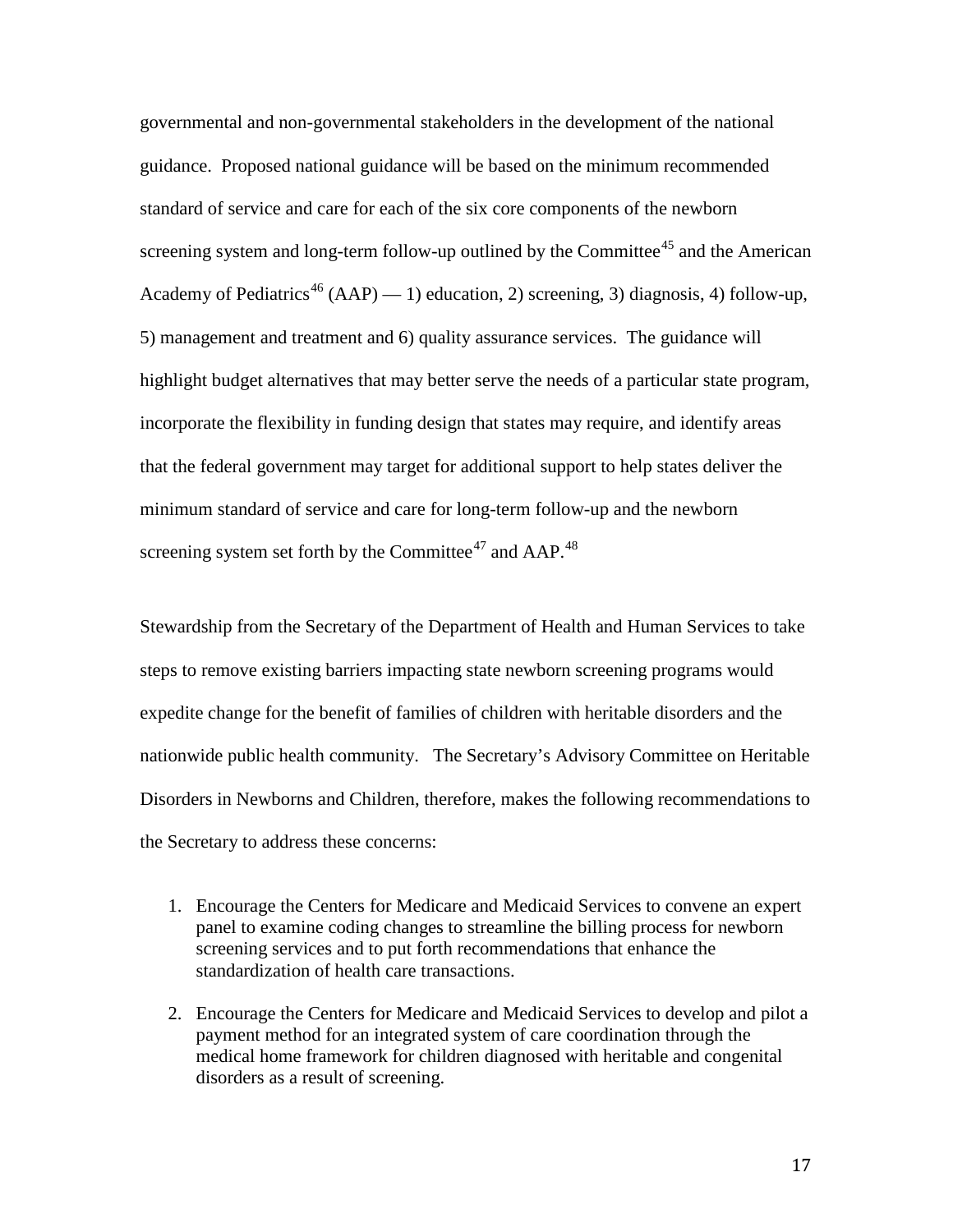governmental and non-governmental stakeholders in the development of the national guidance. Proposed national guidance will be based on the minimum recommended standard of service and care for each of the six core components of the newborn screening system and long-term follow-up outlined by the Committee[45] and the American Academy of Pediatrics[46] (AAP) — 1) education, 2) screening, 3) diagnosis, 4) follow-up, 5) management and treatment and 6) quality assurance services. The guidance will highlight budget alternatives that may better serve the needs of a particular state program, incorporate the flexibility in funding design that states may require, and identify areas that the federal government may target for additional support to help states deliver the minimum standard of service and care for long-term follow-up and the newborn screening system set forth by the Committee[47] and AAP.[48]

Stewardship from the Secretary of the Department of Health and Human Services to take steps to remove existing barriers impacting state newborn screening programs would expedite change for the benefit of families of children with heritable disorders and the nationwide public health community. The Secretary's Advisory Committee on Heritable Disorders in Newborns and Children, therefore, makes the following recommendations to the Secretary to address these concerns:

1. Encourage the Centers for Medicare and Medicaid Services to convene an expert panel to examine coding changes to streamline the billing process for newborn screening services and to put forth recommendations that enhance the standardization of health care transactions.
2. Encourage the Centers for Medicare and Medicaid Services to develop and pilot a payment method for an integrated system of care coordination through the medical home framework for children diagnosed with heritable and congenital disorders as a result of screening.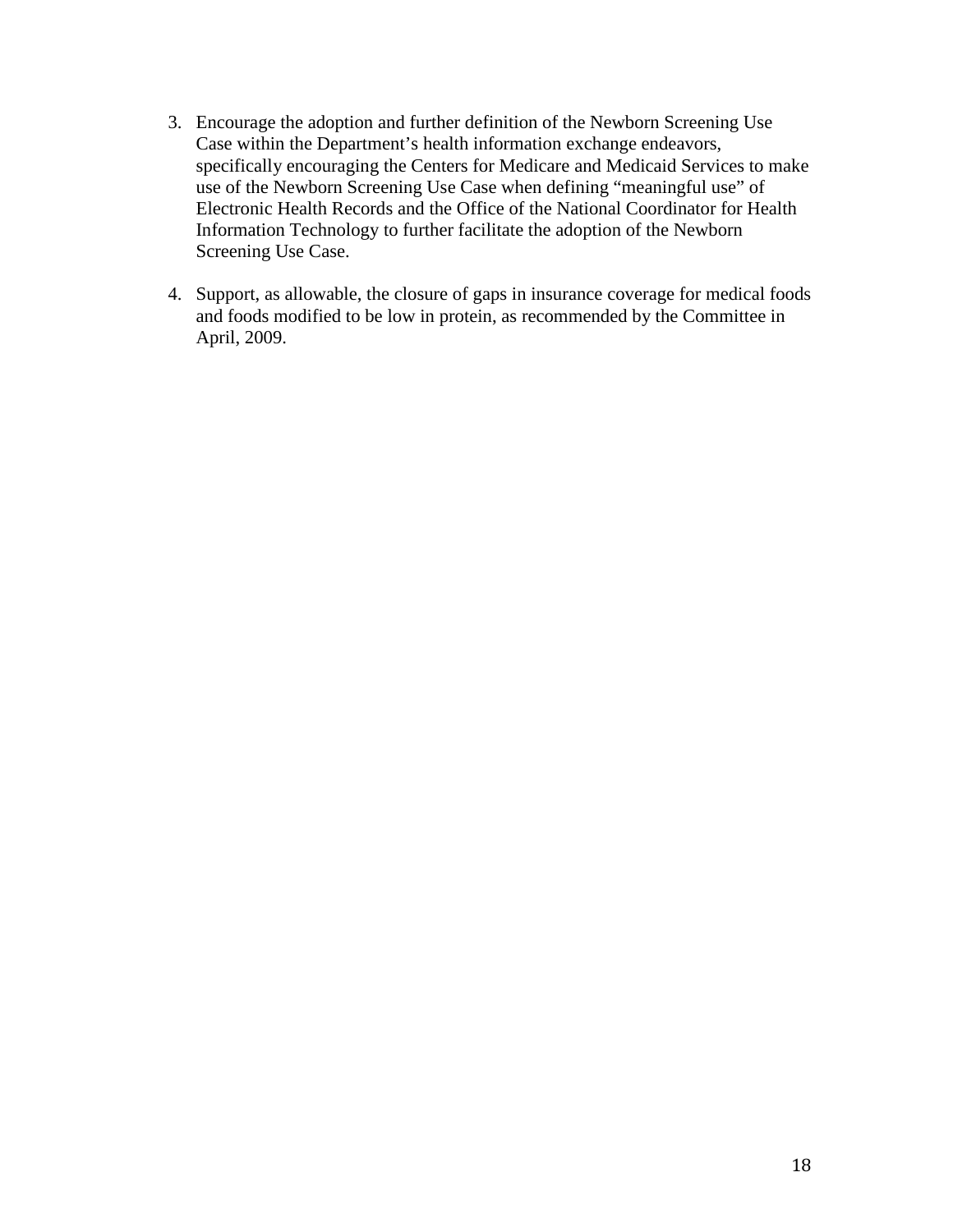3. Encourage the adoption and further definition of the Newborn Screening Use Case within the Department's health information exchange endeavors, specifically encouraging the Centers for Medicare and Medicaid Services to make use of the Newborn Screening Use Case when defining "meaningful use" of Electronic Health Records and the Office of the National Coordinator for Health Information Technology to further facilitate the adoption of the Newborn Screening Use Case.

4. Support, as allowable, the closure of gaps in insurance coverage for medical foods and foods modified to be low in protein, as recommended by the Committee in April, 2009.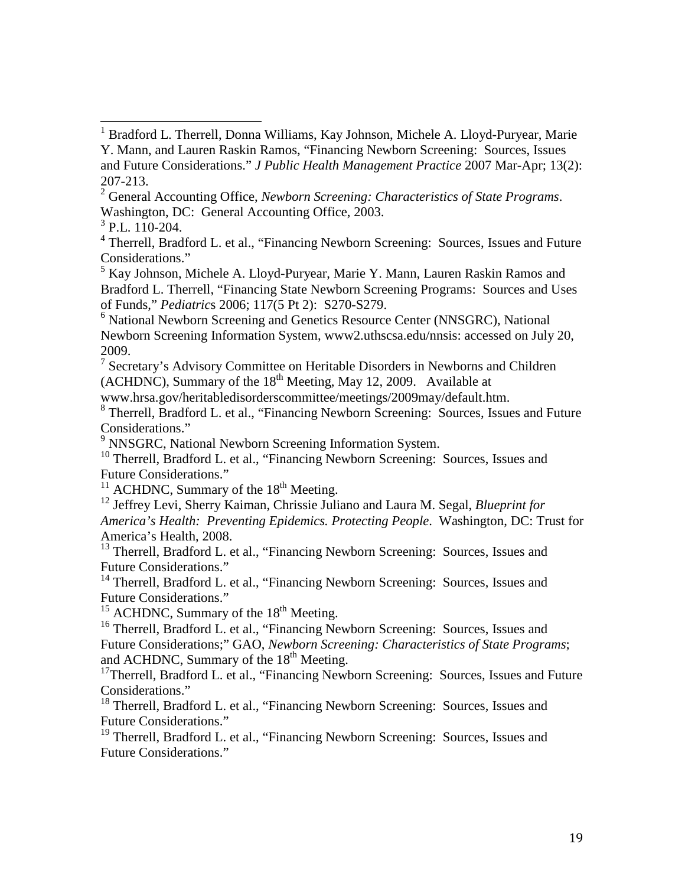[1] Bradford L. Therrell, Donna Williams, Kay Johnson, Michele A. Lloyd-Puryear, Marie Y. Mann, and Lauren Raskin Ramos, "Financing Newborn Screening: Sources, Issues and Future Considerations." *J Public Health Management Practice* 2007 Mar-Apr; 13(2): 207-213.

[2] General Accounting Office, *Newborn Screening: Characteristics of State Programs*. Washington, DC: General Accounting Office, 2003.

[3] P.L. 110-204.

[4] Therrell, Bradford L. et al., "Financing Newborn Screening: Sources, Issues and Future Considerations."

[5] Kay Johnson, Michele A. Lloyd-Puryear, Marie Y. Mann, Lauren Raskin Ramos and Bradford L. Therrell, "Financing State Newborn Screening Programs: Sources and Uses of Funds," *Pediatrics* 2006; 117(5 Pt 2): S270-S279.

[6] National Newborn Screening and Genetics Resource Center (NNSGRC), National Newborn Screening Information System, www2.uthscsa.edu/nnsis: accessed on July 20, 2009.

[7] Secretary's Advisory Committee on Heritable Disorders in Newborns and Children (ACHDNC), Summary of the 18th Meeting, May 12, 2009. Available at www.hrsa.gov/heritabledisorderscommittee/meetings/2009may/default.htm.

[8] Therrell, Bradford L. et al., "Financing Newborn Screening: Sources, Issues and Future Considerations."

[9] NNSGRC, National Newborn Screening Information System.

[10] Therrell, Bradford L. et al., "Financing Newborn Screening: Sources, Issues and Future Considerations."

[11] ACHDNC, Summary of the 18th Meeting.

[12] Jeffrey Levi, Sherry Kaiman, Chrissie Juliano and Laura M. Segal, *Blueprint for America's Health: Preventing Epidemics. Protecting People*. Washington, DC: Trust for America's Health, 2008.

[13] Therrell, Bradford L. et al., "Financing Newborn Screening: Sources, Issues and Future Considerations."

[14] Therrell, Bradford L. et al., "Financing Newborn Screening: Sources, Issues and Future Considerations."

[15] ACHDNC, Summary of the 18th Meeting.

[16] Therrell, Bradford L. et al., "Financing Newborn Screening: Sources, Issues and Future Considerations;" GAO, *Newborn Screening: Characteristics of State Programs*; and ACHDNC, Summary of the 18th Meeting.

[17] Therrell, Bradford L. et al., "Financing Newborn Screening: Sources, Issues and Future Considerations."

[18] Therrell, Bradford L. et al., "Financing Newborn Screening: Sources, Issues and Future Considerations."

[19] Therrell, Bradford L. et al., "Financing Newborn Screening: Sources, Issues and Future Considerations."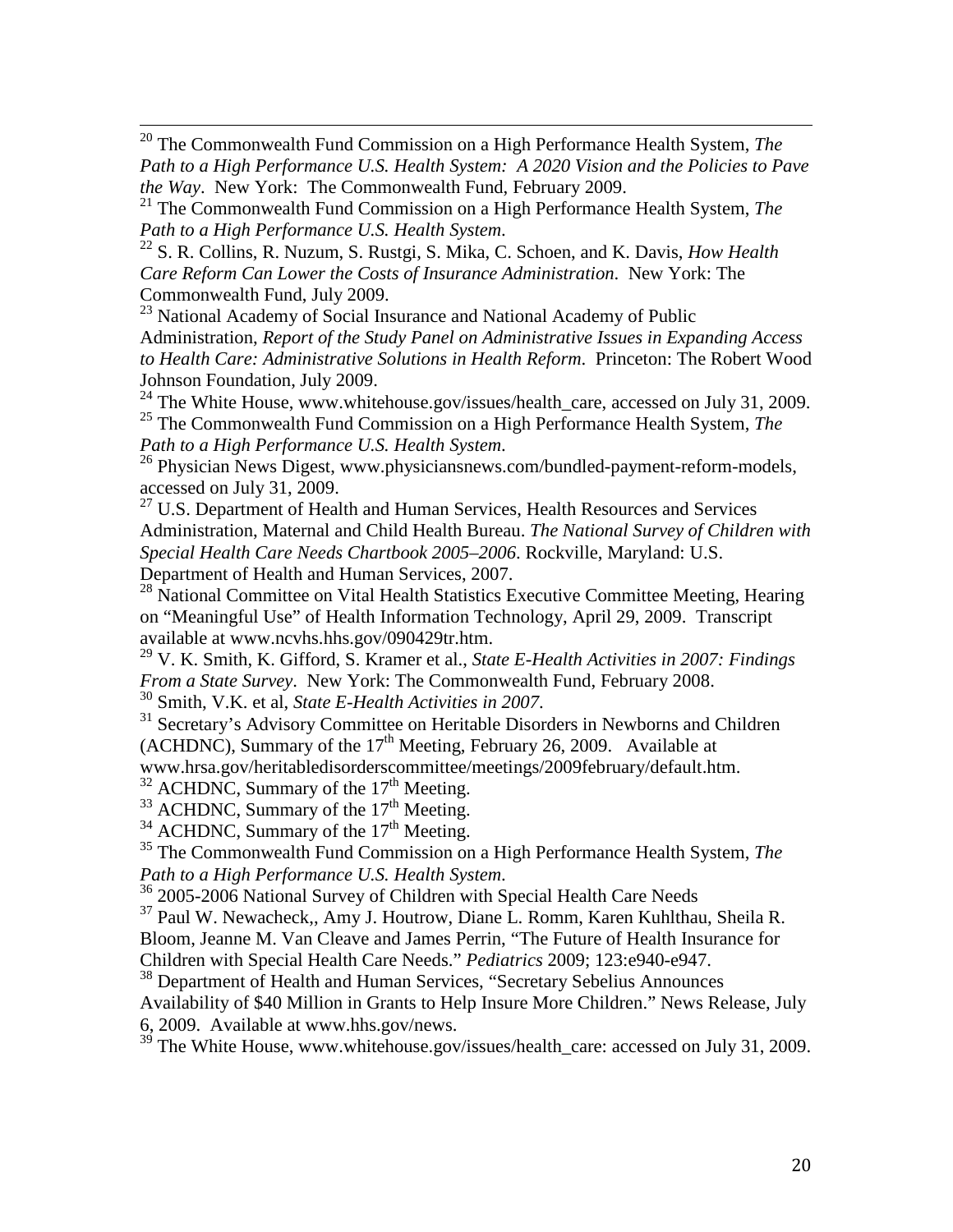[20] The Commonwealth Fund Commission on a High Performance Health System, *The Path to a High Performance U.S. Health System: A 2020 Vision and the Policies to Pave the Way*. New York: The Commonwealth Fund, February 2009.

[21] The Commonwealth Fund Commission on a High Performance Health System, *The Path to a High Performance U.S. Health System*.

[22] S. R. Collins, R. Nuzum, S. Rustgi, S. Mika, C. Schoen, and K. Davis, *How Health Care Reform Can Lower the Costs of Insurance Administration*. New York: The Commonwealth Fund, July 2009.

[23] National Academy of Social Insurance and National Academy of Public Administration, *Report of the Study Panel on Administrative Issues in Expanding Access to Health Care: Administrative Solutions in Health Reform*. Princeton: The Robert Wood Johnson Foundation, July 2009.

[24] The White House, www.whitehouse.gov/issues/health_care, accessed on July 31, 2009.

[25] The Commonwealth Fund Commission on a High Performance Health System, *The Path to a High Performance U.S. Health System*.

[26] Physician News Digest, www.physiciansnews.com/bundled-payment-reform-models, accessed on July 31, 2009.

[27] U.S. Department of Health and Human Services, Health Resources and Services Administration, Maternal and Child Health Bureau. *The National Survey of Children with Special Health Care Needs Chartbook 2005–2006*. Rockville, Maryland: U.S. Department of Health and Human Services, 2007.

[28] National Committee on Vital Health Statistics Executive Committee Meeting, Hearing on "Meaningful Use" of Health Information Technology, April 29, 2009. Transcript available at www.ncvhs.hhs.gov/090429tr.htm.

[29] V. K. Smith, K. Gifford, S. Kramer et al., *State E-Health Activities in 2007: Findings From a State Survey*. New York: The Commonwealth Fund, February 2008.

[30] Smith, V.K. et al, *State E-Health Activities in 2007*.

[31] Secretary's Advisory Committee on Heritable Disorders in Newborns and Children (ACHDNC), Summary of the 17th Meeting, February 26, 2009. Available at www.hrsa.gov/heritabledisorderscommittee/meetings/2009february/default.htm.

[32] ACHDNC, Summary of the 17th Meeting.

[33] ACHDNC, Summary of the 17th Meeting.

[34] ACHDNC, Summary of the 17th Meeting.

[35] The Commonwealth Fund Commission on a High Performance Health System, *The Path to a High Performance U.S. Health System*.

[36] 2005-2006 National Survey of Children with Special Health Care Needs

[37] Paul W. Newacheck,, Amy J. Houtrow, Diane L. Romm, Karen Kuhlthau, Sheila R. Bloom, Jeanne M. Van Cleave and James Perrin, "The Future of Health Insurance for Children with Special Health Care Needs." *Pediatrics* 2009; 123:e940-e947.

[38] Department of Health and Human Services, "Secretary Sebelius Announces Availability of $40 Million in Grants to Help Insure More Children." News Release, July 6, 2009. Available at www.hhs.gov/news.

[39] The White House, www.whitehouse.gov/issues/health_care: accessed on July 31, 2009.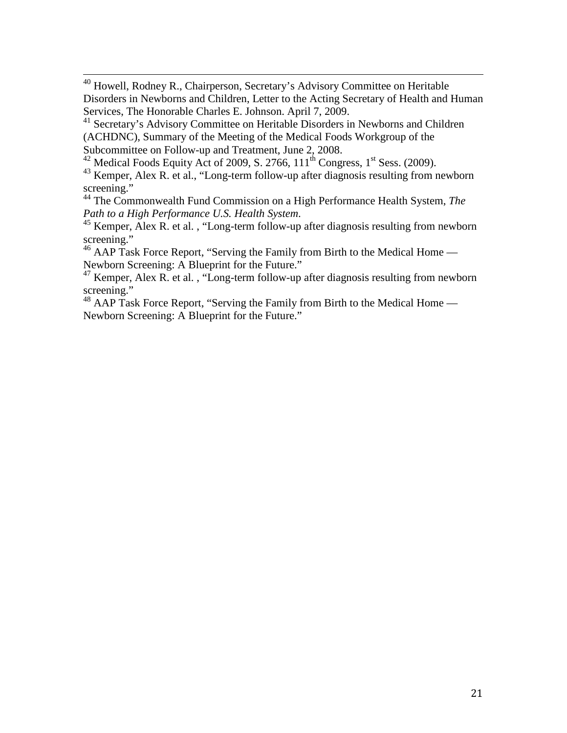[40] Howell, Rodney R., Chairperson, Secretary's Advisory Committee on Heritable Disorders in Newborns and Children, Letter to the Acting Secretary of Health and Human Services, The Honorable Charles E. Johnson. April 7, 2009.

[41] Secretary's Advisory Committee on Heritable Disorders in Newborns and Children (ACHDNC), Summary of the Meeting of the Medical Foods Workgroup of the Subcommittee on Follow-up and Treatment, June 2, 2008.

[42] Medical Foods Equity Act of 2009, S. 2766, 111th Congress, 1st Sess. (2009).

[43] Kemper, Alex R. et al., "Long-term follow-up after diagnosis resulting from newborn screening."

[44] The Commonwealth Fund Commission on a High Performance Health System, *The Path to a High Performance U.S. Health System*.

[45] Kemper, Alex R. et al. , "Long-term follow-up after diagnosis resulting from newborn screening."

[46] AAP Task Force Report, "Serving the Family from Birth to the Medical Home — Newborn Screening: A Blueprint for the Future."

[47] Kemper, Alex R. et al. , "Long-term follow-up after diagnosis resulting from newborn screening."

[48] AAP Task Force Report, "Serving the Family from Birth to the Medical Home — Newborn Screening: A Blueprint for the Future."